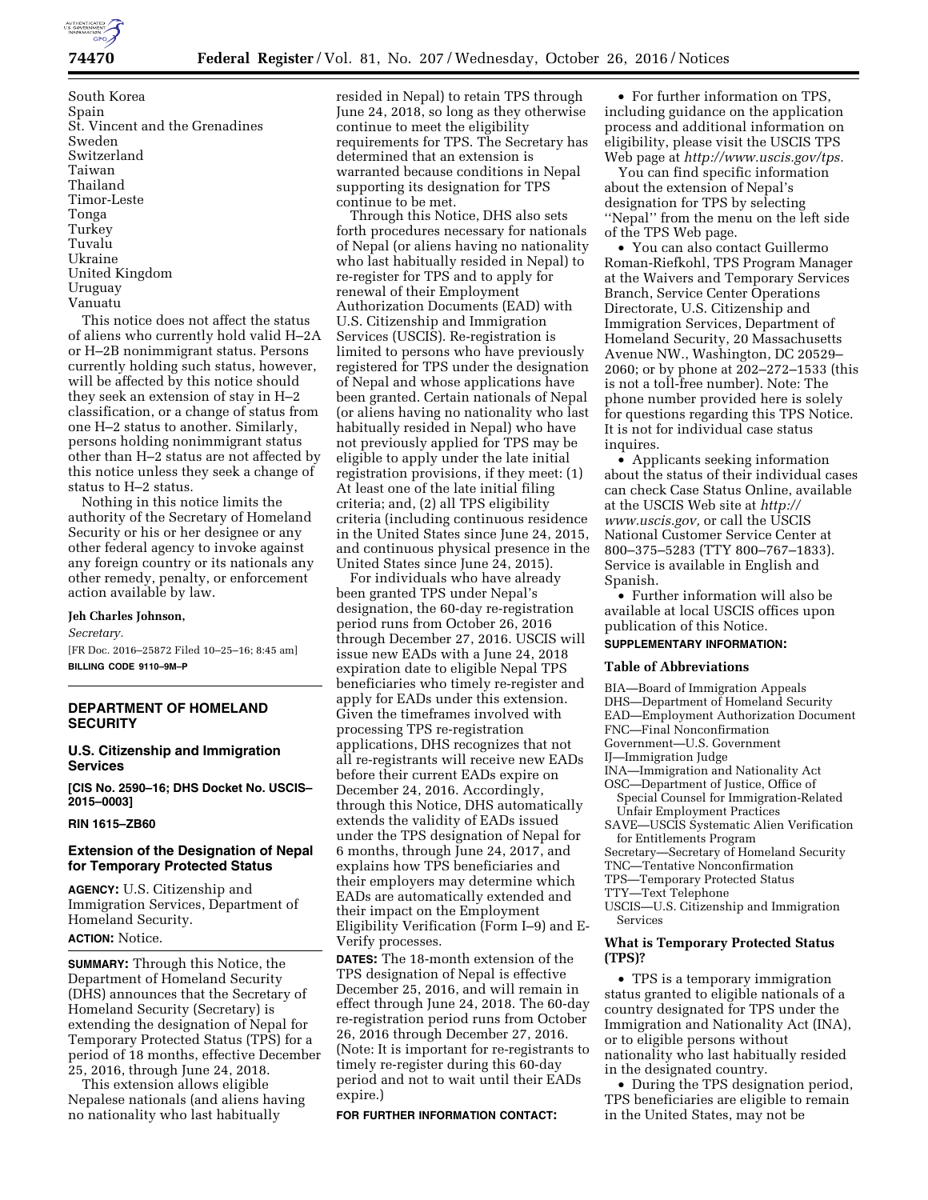South Korea
Spain
St. Vincent and the Grenadines
Sweden
Switzerland
Taiwan
Thailand
Timor-Leste
Tonga
Turkey
Tuvalu
Ukraine
United Kingdom
Uruguay
Vanuatu

This notice does not affect the status of aliens who currently hold valid H–2A or H–2B nonimmigrant status. Persons currently holding such status, however, will be affected by this notice should they seek an extension of stay in H–2 classification, or a change of status from one H–2 status to another. Similarly, persons holding nonimmigrant status other than H–2 status are not affected by this notice unless they seek a change of status to H–2 status.

Nothing in this notice limits the authority of the Secretary of Homeland Security or his or her designee or any other federal agency to invoke against any foreign country or its nationals any other remedy, penalty, or enforcement action available by law.

**Jeh Charles Johnson,**

*Secretary.*

[FR Doc. 2016–25872 Filed 10–25–16; 8:45 am]

**BILLING CODE 9110–9M–P**

## DEPARTMENT OF HOMELAND SECURITY

### U.S. Citizenship and Immigration Services

**[CIS No. 2590–16; DHS Docket No. USCIS–2015–0003]**

**RIN 1615–ZB60**

### Extension of the Designation of Nepal for Temporary Protected Status

**AGENCY:** U.S. Citizenship and Immigration Services, Department of Homeland Security.

**ACTION:** Notice.

**SUMMARY:** Through this Notice, the Department of Homeland Security (DHS) announces that the Secretary of Homeland Security (Secretary) is extending the designation of Nepal for Temporary Protected Status (TPS) for a period of 18 months, effective December 25, 2016, through June 24, 2018.

This extension allows eligible Nepalese nationals (and aliens having no nationality who last habitually resided in Nepal) to retain TPS through June 24, 2018, so long as they otherwise continue to meet the eligibility requirements for TPS. The Secretary has determined that an extension is warranted because conditions in Nepal supporting its designation for TPS continue to be met.

Through this Notice, DHS also sets forth procedures necessary for nationals of Nepal (or aliens having no nationality who last habitually resided in Nepal) to re-register for TPS and to apply for renewal of their Employment Authorization Documents (EAD) with U.S. Citizenship and Immigration Services (USCIS). Re-registration is limited to persons who have previously registered for TPS under the designation of Nepal and whose applications have been granted. Certain nationals of Nepal (or aliens having no nationality who last habitually resided in Nepal) who have not previously applied for TPS may be eligible to apply under the late initial registration provisions, if they meet: (1) At least one of the late initial filing criteria; and, (2) all TPS eligibility criteria (including continuous residence in the United States since June 24, 2015, and continuous physical presence in the United States since June 24, 2015).

For individuals who have already been granted TPS under Nepal's designation, the 60-day re-registration period runs from October 26, 2016 through December 27, 2016. USCIS will issue new EADs with a June 24, 2018 expiration date to eligible Nepal TPS beneficiaries who timely re-register and apply for EADs under this extension. Given the timeframes involved with processing TPS re-registration applications, DHS recognizes that not all re-registrants will receive new EADs before their current EADs expire on December 24, 2016. Accordingly, through this Notice, DHS automatically extends the validity of EADs issued under the TPS designation of Nepal for 6 months, through June 24, 2017, and explains how TPS beneficiaries and their employers may determine which EADs are automatically extended and their impact on the Employment Eligibility Verification (Form I–9) and E-Verify processes.

**DATES:** The 18-month extension of the TPS designation of Nepal is effective December 25, 2016, and will remain in effect through June 24, 2018. The 60-day re-registration period runs from October 26, 2016 through December 27, 2016. (Note: It is important for re-registrants to timely re-register during this 60-day period and not to wait until their EADs expire.)

**FOR FURTHER INFORMATION CONTACT:**

- For further information on TPS, including guidance on the application process and additional information on eligibility, please visit the USCIS TPS Web page at *http://www.uscis.gov/tps.*

You can find specific information about the extension of Nepal's designation for TPS by selecting ''Nepal'' from the menu on the left side of the TPS Web page.

- You can also contact Guillermo Roman-Riefkohl, TPS Program Manager at the Waivers and Temporary Services Branch, Service Center Operations Directorate, U.S. Citizenship and Immigration Services, Department of Homeland Security, 20 Massachusetts Avenue NW., Washington, DC 20529–2060; or by phone at 202–272–1533 (this is not a toll-free number). Note: The phone number provided here is solely for questions regarding this TPS Notice. It is not for individual case status inquires.
- Applicants seeking information about the status of their individual cases can check Case Status Online, available at the USCIS Web site at *http://www.uscis.gov,* or call the USCIS National Customer Service Center at 800–375–5283 (TTY 800–767–1833). Service is available in English and Spanish.
- Further information will also be available at local USCIS offices upon publication of this Notice.

**SUPPLEMENTARY INFORMATION:**

### Table of Abbreviations

BIA—Board of Immigration Appeals
DHS—Department of Homeland Security
EAD—Employment Authorization Document
FNC—Final Nonconfirmation
Government—U.S. Government
IJ—Immigration Judge
INA—Immigration and Nationality Act
OSC—Department of Justice, Office of Special Counsel for Immigration-Related Unfair Employment Practices
SAVE—USCIS Systematic Alien Verification for Entitlements Program
Secretary—Secretary of Homeland Security
TNC—Tentative Nonconfirmation
TPS—Temporary Protected Status
TTY—Text Telephone
USCIS—U.S. Citizenship and Immigration Services

### What is Temporary Protected Status (TPS)?

- TPS is a temporary immigration status granted to eligible nationals of a country designated for TPS under the Immigration and Nationality Act (INA), or to eligible persons without nationality who last habitually resided in the designated country.
- During the TPS designation period, TPS beneficiaries are eligible to remain in the United States, may not be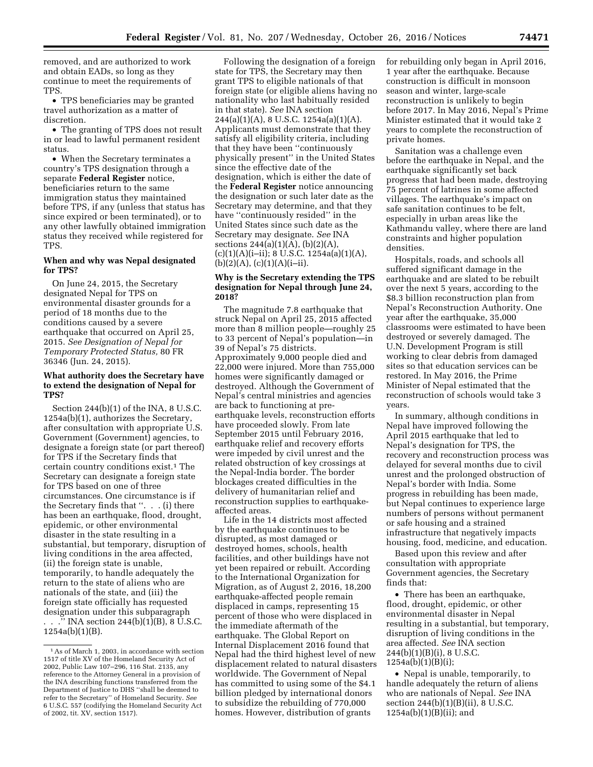removed, and are authorized to work and obtain EADs, so long as they continue to meet the requirements of TPS.

- TPS beneficiaries may be granted travel authorization as a matter of discretion.
- The granting of TPS does not result in or lead to lawful permanent resident status.
- When the Secretary terminates a country's TPS designation through a separate **Federal Register** notice, beneficiaries return to the same immigration status they maintained before TPS, if any (unless that status has since expired or been terminated), or to any other lawfully obtained immigration status they received while registered for TPS.

### When and why was Nepal designated for TPS?

On June 24, 2015, the Secretary designated Nepal for TPS on environmental disaster grounds for a period of 18 months due to the conditions caused by a severe earthquake that occurred on April 25, 2015. *See Designation of Nepal for Temporary Protected Status,* 80 FR 36346 (Jun. 24, 2015).

### What authority does the Secretary have to extend the designation of Nepal for TPS?

Section 244(b)(1) of the INA, 8 U.S.C. 1254a(b)(1), authorizes the Secretary, after consultation with appropriate U.S. Government (Government) agencies, to designate a foreign state (or part thereof) for TPS if the Secretary finds that certain country conditions exist.[1] The Secretary can designate a foreign state for TPS based on one of three circumstances. One circumstance is if the Secretary finds that ''. . . (i) there has been an earthquake, flood, drought, epidemic, or other environmental disaster in the state resulting in a substantial, but temporary, disruption of living conditions in the area affected, (ii) the foreign state is unable, temporarily, to handle adequately the return to the state of aliens who are nationals of the state, and (iii) the foreign state officially has requested designation under this subparagraph . . .'' INA section 244(b)(1)(B), 8 U.S.C. 1254a(b)(1)(B).

Following the designation of a foreign state for TPS, the Secretary may then grant TPS to eligible nationals of that foreign state (or eligible aliens having no nationality who last habitually resided in that state). *See* INA section 244(a)(1)(A), 8 U.S.C. 1254a(a)(1)(A). Applicants must demonstrate that they satisfy all eligibility criteria, including that they have been ''continuously physically present'' in the United States since the effective date of the designation, which is either the date of the **Federal Register** notice announcing the designation or such later date as the Secretary may determine, and that they have ''continuously resided'' in the United States since such date as the Secretary may designate. *See* INA sections 244(a)(1)(A), (b)(2)(A), (c)(1)(A)(i–ii); 8 U.S.C. 1254a(a)(1)(A), (b)(2)(A), (c)(1)(A)(i–ii).

### Why is the Secretary extending the TPS designation for Nepal through June 24, 2018?

The magnitude 7.8 earthquake that struck Nepal on April 25, 2015 affected more than 8 million people—roughly 25 to 33 percent of Nepal's population—in 39 of Nepal's 75 districts. Approximately 9,000 people died and 22,000 were injured. More than 755,000 homes were significantly damaged or destroyed. Although the Government of Nepal's central ministries and agencies are back to functioning at pre-earthquake levels, reconstruction efforts have proceeded slowly. From late September 2015 until February 2016, earthquake relief and recovery efforts were impeded by civil unrest and the related obstruction of key crossings at the Nepal-India border. The border blockages created difficulties in the delivery of humanitarian relief and reconstruction supplies to earthquake-affected areas.

Life in the 14 districts most affected by the earthquake continues to be disrupted, as most damaged or destroyed homes, schools, health facilities, and other buildings have not yet been repaired or rebuilt. According to the International Organization for Migration, as of August 2, 2016, 18,200 earthquake-affected people remain displaced in camps, representing 15 percent of those who were displaced in the immediate aftermath of the earthquake. The Global Report on Internal Displacement 2016 found that Nepal had the third highest level of new displacement related to natural disasters worldwide. The Government of Nepal has committed to using some of the $4.1 billion pledged by international donors to subsidize the rebuilding of 770,000 homes. However, distribution of grants for rebuilding only began in April 2016, 1 year after the earthquake. Because construction is difficult in monsoon season and winter, large-scale reconstruction is unlikely to begin before 2017. In May 2016, Nepal's Prime Minister estimated that it would take 2 years to complete the reconstruction of private homes.

Sanitation was a challenge even before the earthquake in Nepal, and the earthquake significantly set back progress that had been made, destroying 75 percent of latrines in some affected villages. The earthquake's impact on safe sanitation continues to be felt, especially in urban areas like the Kathmandu valley, where there are land constraints and higher population densities.

Hospitals, roads, and schools all suffered significant damage in the earthquake and are slated to be rebuilt over the next 5 years, according to the $8.3 billion reconstruction plan from Nepal's Reconstruction Authority. One year after the earthquake, 35,000 classrooms were estimated to have been destroyed or severely damaged. The U.N. Development Program is still working to clear debris from damaged sites so that education services can be restored. In May 2016, the Prime Minister of Nepal estimated that the reconstruction of schools would take 3 years.

In summary, although conditions in Nepal have improved following the April 2015 earthquake that led to Nepal's designation for TPS, the recovery and reconstruction process was delayed for several months due to civil unrest and the prolonged obstruction of Nepal's border with India. Some progress in rebuilding has been made, but Nepal continues to experience large numbers of persons without permanent or safe housing and a strained infrastructure that negatively impacts housing, food, medicine, and education.

Based upon this review and after consultation with appropriate Government agencies, the Secretary finds that:

- There has been an earthquake, flood, drought, epidemic, or other environmental disaster in Nepal resulting in a substantial, but temporary, disruption of living conditions in the area affected. *See* INA section 244(b)(1)(B)(i), 8 U.S.C. 1254a(b)(1)(B)(i);
- Nepal is unable, temporarily, to handle adequately the return of aliens who are nationals of Nepal. *See* INA section 244(b)(1)(B)(ii), 8 U.S.C. 1254a(b)(1)(B)(ii); and

---

[1] As of March 1, 2003, in accordance with section 1517 of title XV of the Homeland Security Act of 2002, Public Law 107–296, 116 Stat. 2135, any reference to the Attorney General in a provision of the INA describing functions transferred from the Department of Justice to DHS ''shall be deemed to refer to the Secretary'' of Homeland Security. *See* 6 U.S.C. 557 (codifying the Homeland Security Act of 2002, tit. XV, section 1517).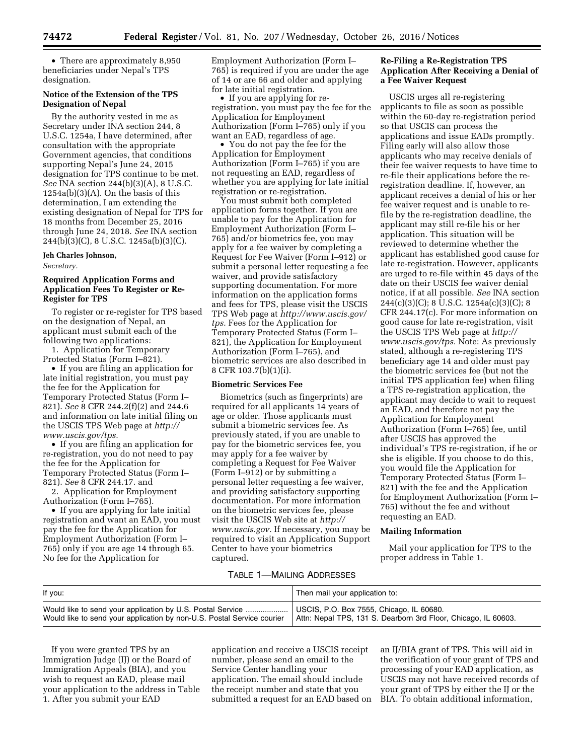- There are approximately 8,950 beneficiaries under Nepal's TPS designation.

**Notice of the Extension of the TPS Designation of Nepal**

By the authority vested in me as Secretary under INA section 244, 8 U.S.C. 1254a, I have determined, after consultation with the appropriate Government agencies, that conditions supporting Nepal's June 24, 2015 designation for TPS continue to be met. *See* INA section 244(b)(3)(A), 8 U.S.C. 1254a(b)(3)(A). On the basis of this determination, I am extending the existing designation of Nepal for TPS for 18 months from December 25, 2016 through June 24, 2018. *See* INA section 244(b)(3)(C), 8 U.S.C. 1245a(b)(3)(C).

**Jeh Charles Johnson,**

*Secretary.*

**Required Application Forms and Application Fees To Register or Re-Register for TPS**

To register or re-register for TPS based on the designation of Nepal, an applicant must submit each of the following two applications:

1. Application for Temporary Protected Status (Form I–821).

- If you are filing an application for late initial registration, you must pay the fee for the Application for Temporary Protected Status (Form I–821). *See* 8 CFR 244.2(f)(2) and 244.6 and information on late initial filing on the USCIS TPS Web page at *http://www.uscis.gov/tps.*
- If you are filing an application for re-registration, you do not need to pay the fee for the Application for Temporary Protected Status (Form I–821). *See* 8 CFR 244.17. and

2. Application for Employment Authorization (Form I–765).

- If you are applying for late initial registration and want an EAD, you must pay the fee for the Application for Employment Authorization (Form I–765) only if you are age 14 through 65. No fee for the Application for Employment Authorization (Form I–765) is required if you are under the age of 14 or are 66 and older and applying for late initial registration.
- If you are applying for re-registration, you must pay the fee for the Application for Employment Authorization (Form I–765) only if you want an EAD, regardless of age.
- You do not pay the fee for the Application for Employment Authorization (Form I–765) if you are not requesting an EAD, regardless of whether you are applying for late initial registration or re-registration.

You must submit both completed application forms together. If you are unable to pay for the Application for Employment Authorization (Form I–765) and/or biometrics fee, you may apply for a fee waiver by completing a Request for Fee Waiver (Form I–912) or submit a personal letter requesting a fee waiver, and provide satisfactory supporting documentation. For more information on the application forms and fees for TPS, please visit the USCIS TPS Web page at *http://www.uscis.gov/tps.* Fees for the Application for Temporary Protected Status (Form I–821), the Application for Employment Authorization (Form I–765), and biometric services are also described in 8 CFR 103.7(b)(1)(i).

**Biometric Services Fee**

Biometrics (such as fingerprints) are required for all applicants 14 years of age or older. Those applicants must submit a biometric services fee. As previously stated, if you are unable to pay for the biometric services fee, you may apply for a fee waiver by completing a Request for Fee Waiver (Form I–912) or by submitting a personal letter requesting a fee waiver, and providing satisfactory supporting documentation. For more information on the biometric services fee, please visit the USCIS Web site at *http://www.uscis.gov.* If necessary, you may be required to visit an Application Support Center to have your biometrics captured.

**Re-Filing a Re-Registration TPS Application After Receiving a Denial of a Fee Waiver Request**

USCIS urges all re-registering applicants to file as soon as possible within the 60-day re-registration period so that USCIS can process the applications and issue EADs promptly. Filing early will also allow those applicants who may receive denials of their fee waiver requests to have time to re-file their applications before the re-registration deadline. If, however, an applicant receives a denial of his or her fee waiver request and is unable to re-file by the re-registration deadline, the applicant may still re-file his or her application. This situation will be reviewed to determine whether the applicant has established good cause for late re-registration. However, applicants are urged to re-file within 45 days of the date on their USCIS fee waiver denial notice, if at all possible. *See* INA section 244(c)(3)(C); 8 U.S.C. 1254a(c)(3)(C); 8 CFR 244.17(c). For more information on good cause for late re-registration, visit the USCIS TPS Web page at *http://www.uscis.gov/tps.* Note: As previously stated, although a re-registering TPS beneficiary age 14 and older must pay the biometric services fee (but not the initial TPS application fee) when filing a TPS re-registration application, the applicant may decide to wait to request an EAD, and therefore not pay the Application for Employment Authorization (Form I–765) fee, until after USCIS has approved the individual's TPS re-registration, if he or she is eligible. If you choose to do this, you would file the Application for Temporary Protected Status (Form I–821) with the fee and the Application for Employment Authorization (Form I–765) without the fee and without requesting an EAD.

**Mailing Information**

Mail your application for TPS to the proper address in Table 1.

TABLE 1—MAILING ADDRESSES

| If you: | Then mail your application to: |
|---|---|
| Would like to send your application by U.S. Postal Service .................... | USCIS, P.O. Box 7555, Chicago, IL 60680. |
| Would like to send your application by non-U.S. Postal Service courier | Attn: Nepal TPS, 131 S. Dearborn 3rd Floor, Chicago, IL 60603. |

If you were granted TPS by an Immigration Judge (IJ) or the Board of Immigration Appeals (BIA), and you wish to request an EAD, please mail your application to the address in Table 1. After you submit your EAD application and receive a USCIS receipt number, please send an email to the Service Center handling your application. The email should include the receipt number and state that you submitted a request for an EAD based on an IJ/BIA grant of TPS. This will aid in the verification of your grant of TPS and processing of your EAD application, as USCIS may not have received records of your grant of TPS by either the IJ or the BIA. To obtain additional information,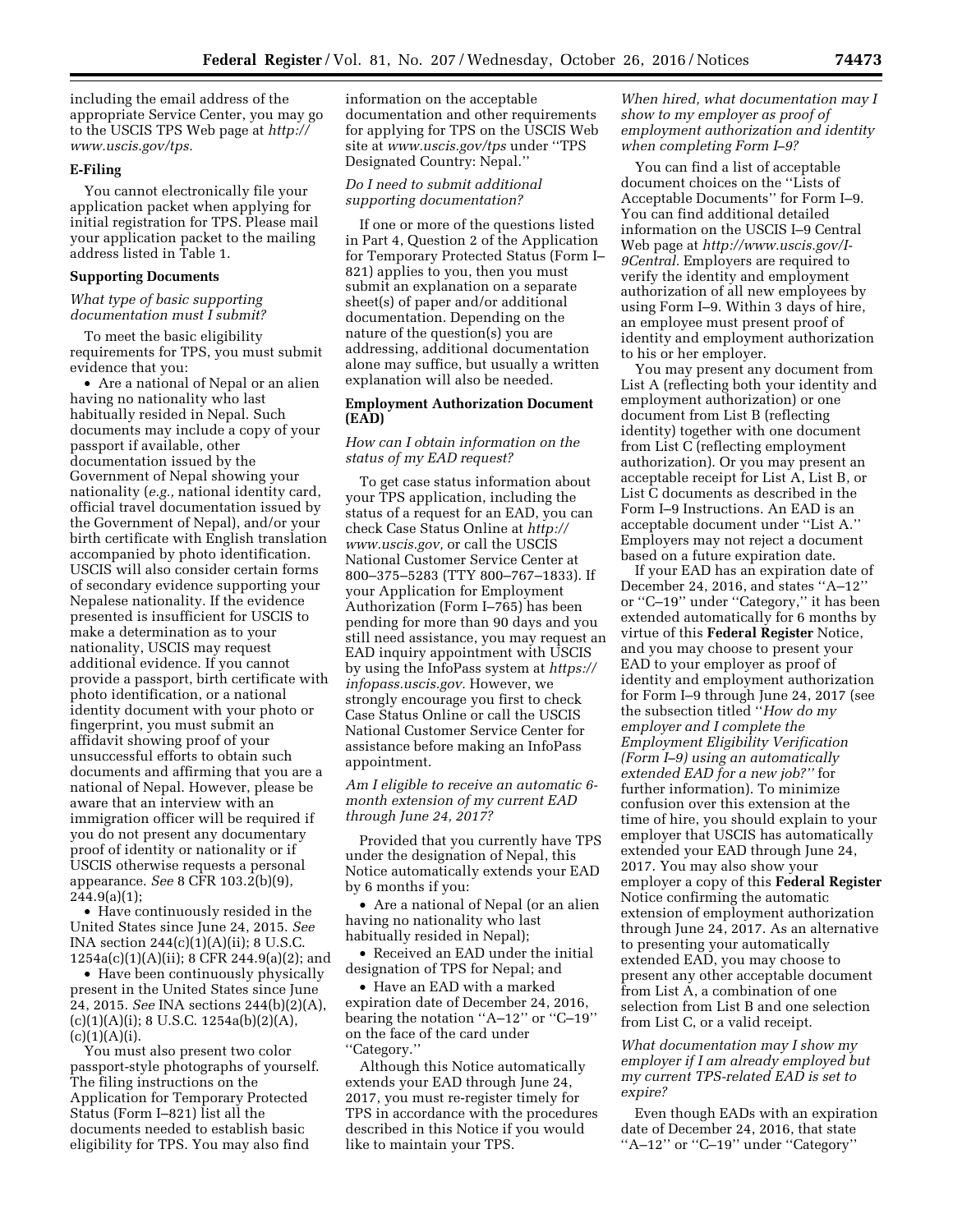including the email address of the appropriate Service Center, you may go to the USCIS TPS Web page at *http://www.uscis.gov/tps.*

**E-Filing**

You cannot electronically file your application packet when applying for initial registration for TPS. Please mail your application packet to the mailing address listed in Table 1.

**Supporting Documents**

*What type of basic supporting documentation must I submit?*

To meet the basic eligibility requirements for TPS, you must submit evidence that you:

• Are a national of Nepal or an alien having no nationality who last habitually resided in Nepal. Such documents may include a copy of your passport if available, other documentation issued by the Government of Nepal showing your nationality (*e.g.,* national identity card, official travel documentation issued by the Government of Nepal), and/or your birth certificate with English translation accompanied by photo identification. USCIS will also consider certain forms of secondary evidence supporting your Nepalese nationality. If the evidence presented is insufficient for USCIS to make a determination as to your nationality, USCIS may request additional evidence. If you cannot provide a passport, birth certificate with photo identification, or a national identity document with your photo or fingerprint, you must submit an affidavit showing proof of your unsuccessful efforts to obtain such documents and affirming that you are a national of Nepal. However, please be aware that an interview with an immigration officer will be required if you do not present any documentary proof of identity or nationality or if USCIS otherwise requests a personal appearance. *See* 8 CFR 103.2(b)(9), 244.9(a)(1);

• Have continuously resided in the United States since June 24, 2015. *See* INA section 244(c)(1)(A)(ii); 8 U.S.C. 1254a(c)(1)(A)(ii); 8 CFR 244.9(a)(2); and

• Have been continuously physically present in the United States since June 24, 2015. *See* INA sections 244(b)(2)(A), (c)(1)(A)(i); 8 U.S.C. 1254a(b)(2)(A), (c)(1)(A)(i).

You must also present two color passport-style photographs of yourself. The filing instructions on the Application for Temporary Protected Status (Form I–821) list all the documents needed to establish basic eligibility for TPS. You may also find information on the acceptable documentation and other requirements for applying for TPS on the USCIS Web site at *www.uscis.gov/tps* under ''TPS Designated Country: Nepal.''

*Do I need to submit additional supporting documentation?*

If one or more of the questions listed in Part 4, Question 2 of the Application for Temporary Protected Status (Form I–821) applies to you, then you must submit an explanation on a separate sheet(s) of paper and/or additional documentation. Depending on the nature of the question(s) you are addressing, additional documentation alone may suffice, but usually a written explanation will also be needed.

**Employment Authorization Document (EAD)**

*How can I obtain information on the status of my EAD request?*

To get case status information about your TPS application, including the status of a request for an EAD, you can check Case Status Online at *http://www.uscis.gov,* or call the USCIS National Customer Service Center at 800–375–5283 (TTY 800–767–1833). If your Application for Employment Authorization (Form I–765) has been pending for more than 90 days and you still need assistance, you may request an EAD inquiry appointment with USCIS by using the InfoPass system at *https://infopass.uscis.gov.* However, we strongly encourage you first to check Case Status Online or call the USCIS National Customer Service Center for assistance before making an InfoPass appointment.

*Am I eligible to receive an automatic 6-month extension of my current EAD through June 24, 2017?*

Provided that you currently have TPS under the designation of Nepal, this Notice automatically extends your EAD by 6 months if you:

• Are a national of Nepal (or an alien having no nationality who last habitually resided in Nepal);

• Received an EAD under the initial designation of TPS for Nepal; and

• Have an EAD with a marked expiration date of December 24, 2016, bearing the notation ''A–12'' or ''C–19'' on the face of the card under ''Category.''

Although this Notice automatically extends your EAD through June 24, 2017, you must re-register timely for TPS in accordance with the procedures described in this Notice if you would like to maintain your TPS.

*When hired, what documentation may I show to my employer as proof of employment authorization and identity when completing Form I–9?*

You can find a list of acceptable document choices on the ''Lists of Acceptable Documents'' for Form I–9. You can find additional detailed information on the USCIS I–9 Central Web page at *http://www.uscis.gov/I-9Central.* Employers are required to verify the identity and employment authorization of all new employees by using Form I–9. Within 3 days of hire, an employee must present proof of identity and employment authorization to his or her employer.

You may present any document from List A (reflecting both your identity and employment authorization) or one document from List B (reflecting identity) together with one document from List C (reflecting employment authorization). Or you may present an acceptable receipt for List A, List B, or List C documents as described in the Form I–9 Instructions. An EAD is an acceptable document under ''List A.'' Employers may not reject a document based on a future expiration date.

If your EAD has an expiration date of December 24, 2016, and states ''A–12'' or ''C–19'' under ''Category,'' it has been extended automatically for 6 months by virtue of this **Federal Register** Notice, and you may choose to present your EAD to your employer as proof of identity and employment authorization for Form I–9 through June 24, 2017 (see the subsection titled ''*How do my employer and I complete the Employment Eligibility Verification (Form I–9) using an automatically extended EAD for a new job?*'' for further information). To minimize confusion over this extension at the time of hire, you should explain to your employer that USCIS has automatically extended your EAD through June 24, 2017. You may also show your employer a copy of this **Federal Register** Notice confirming the automatic extension of employment authorization through June 24, 2017. As an alternative to presenting your automatically extended EAD, you may choose to present any other acceptable document from List A, a combination of one selection from List B and one selection from List C, or a valid receipt.

*What documentation may I show my employer if I am already employed but my current TPS-related EAD is set to expire?*

Even though EADs with an expiration date of December 24, 2016, that state ''A–12'' or ''C–19'' under ''Category''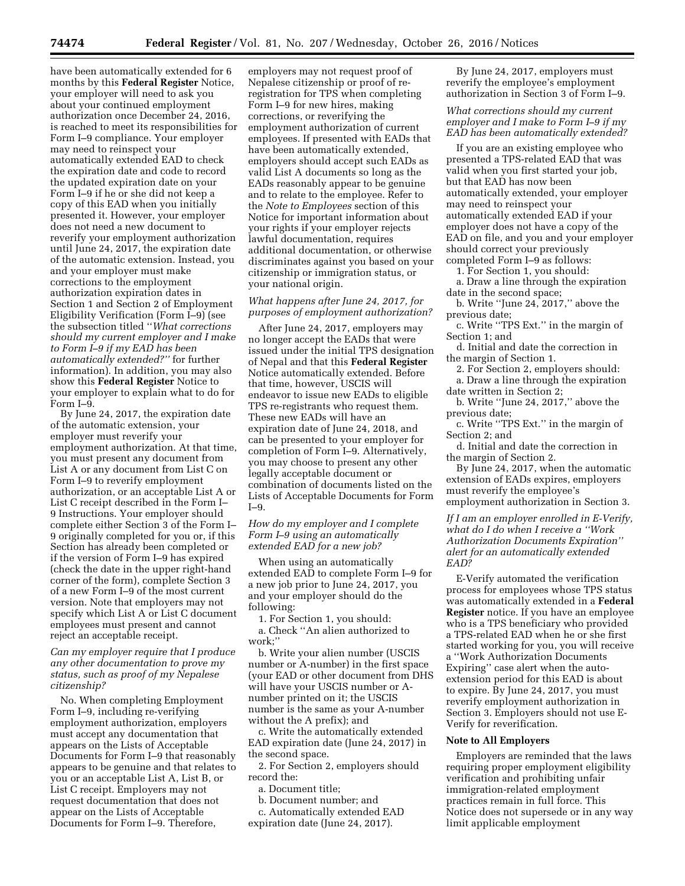have been automatically extended for 6 months by this **Federal Register** Notice, your employer will need to ask you about your continued employment authorization once December 24, 2016, is reached to meet its responsibilities for Form I–9 compliance. Your employer may need to reinspect your automatically extended EAD to check the expiration date and code to record the updated expiration date on your Form I–9 if he or she did not keep a copy of this EAD when you initially presented it. However, your employer does not need a new document to reverify your employment authorization until June 24, 2017, the expiration date of the automatic extension. Instead, you and your employer must make corrections to the employment authorization expiration dates in Section 1 and Section 2 of Employment Eligibility Verification (Form I–9) (see the subsection titled ''*What corrections should my current employer and I make to Form I–9 if my EAD has been automatically extended?''* for further information). In addition, you may also show this **Federal Register** Notice to your employer to explain what to do for Form I–9.

By June 24, 2017, the expiration date of the automatic extension, your employer must reverify your employment authorization. At that time, you must present any document from List A or any document from List C on Form I–9 to reverify employment authorization, or an acceptable List A or List C receipt described in the Form I–9 Instructions. Your employer should complete either Section 3 of the Form I–9 originally completed for you or, if this Section has already been completed or if the version of Form I–9 has expired (check the date in the upper right-hand corner of the form), complete Section 3 of a new Form I–9 of the most current version. Note that employers may not specify which List A or List C document employees must present and cannot reject an acceptable receipt.

*Can my employer require that I produce any other documentation to prove my status, such as proof of my Nepalese citizenship?*

No. When completing Employment Form I–9, including re-verifying employment authorization, employers must accept any documentation that appears on the Lists of Acceptable Documents for Form I–9 that reasonably appears to be genuine and that relates to you or an acceptable List A, List B, or List C receipt. Employers may not request documentation that does not appear on the Lists of Acceptable Documents for Form I–9. Therefore, employers may not request proof of Nepalese citizenship or proof of re-registration for TPS when completing Form I–9 for new hires, making corrections, or reverifying the employment authorization of current employees. If presented with EADs that have been automatically extended, employers should accept such EADs as valid List A documents so long as the EADs reasonably appear to be genuine and to relate to the employee. Refer to the *Note to Employees* section of this Notice for important information about your rights if your employer rejects lawful documentation, requires additional documentation, or otherwise discriminates against you based on your citizenship or immigration status, or your national origin.

*What happens after June 24, 2017, for purposes of employment authorization?*

After June 24, 2017, employers may no longer accept the EADs that were issued under the initial TPS designation of Nepal and that this **Federal Register** Notice automatically extended. Before that time, however, USCIS will endeavor to issue new EADs to eligible TPS re-registrants who request them. These new EADs will have an expiration date of June 24, 2018, and can be presented to your employer for completion of Form I–9. Alternatively, you may choose to present any other legally acceptable document or combination of documents listed on the Lists of Acceptable Documents for Form I–9.

*How do my employer and I complete Form I–9 using an automatically extended EAD for a new job?*

When using an automatically extended EAD to complete Form I–9 for a new job prior to June 24, 2017, you and your employer should do the following:

1. For Section 1, you should:

a. Check ''An alien authorized to work;''

b. Write your alien number (USCIS number or A-number) in the first space (your EAD or other document from DHS will have your USCIS number or A-number printed on it; the USCIS number is the same as your A-number without the A prefix); and

c. Write the automatically extended EAD expiration date (June 24, 2017) in the second space.

2. For Section 2, employers should record the:

a. Document title;

b. Document number; and

c. Automatically extended EAD expiration date (June 24, 2017).

By June 24, 2017, employers must reverify the employee's employment authorization in Section 3 of Form I–9.

*What corrections should my current employer and I make to Form I–9 if my EAD has been automatically extended?*

If you are an existing employee who presented a TPS-related EAD that was valid when you first started your job, but that EAD has now been automatically extended, your employer may need to reinspect your automatically extended EAD if your employer does not have a copy of the EAD on file, and you and your employer should correct your previously completed Form I–9 as follows:

1. For Section 1, you should:

a. Draw a line through the expiration date in the second space;

b. Write ''June 24, 2017,'' above the previous date;

c. Write ''TPS Ext.'' in the margin of Section 1; and

d. Initial and date the correction in the margin of Section 1.

2. For Section 2, employers should:

a. Draw a line through the expiration date written in Section 2;

b. Write ''June 24, 2017,'' above the previous date;

c. Write ''TPS Ext.'' in the margin of Section 2; and

d. Initial and date the correction in the margin of Section 2.

By June 24, 2017, when the automatic extension of EADs expires, employers must reverify the employee's employment authorization in Section 3.

*If I am an employer enrolled in E-Verify, what do I do when I receive a ''Work Authorization Documents Expiration'' alert for an automatically extended EAD?*

E-Verify automated the verification process for employees whose TPS status was automatically extended in a **Federal Register** notice. If you have an employee who is a TPS beneficiary who provided a TPS-related EAD when he or she first started working for you, you will receive a ''Work Authorization Documents Expiring'' case alert when the auto-extension period for this EAD is about to expire. By June 24, 2017, you must reverify employment authorization in Section 3. Employers should not use E-Verify for reverification.

**Note to All Employers**

Employers are reminded that the laws requiring proper employment eligibility verification and prohibiting unfair immigration-related employment practices remain in full force. This Notice does not supersede or in any way limit applicable employment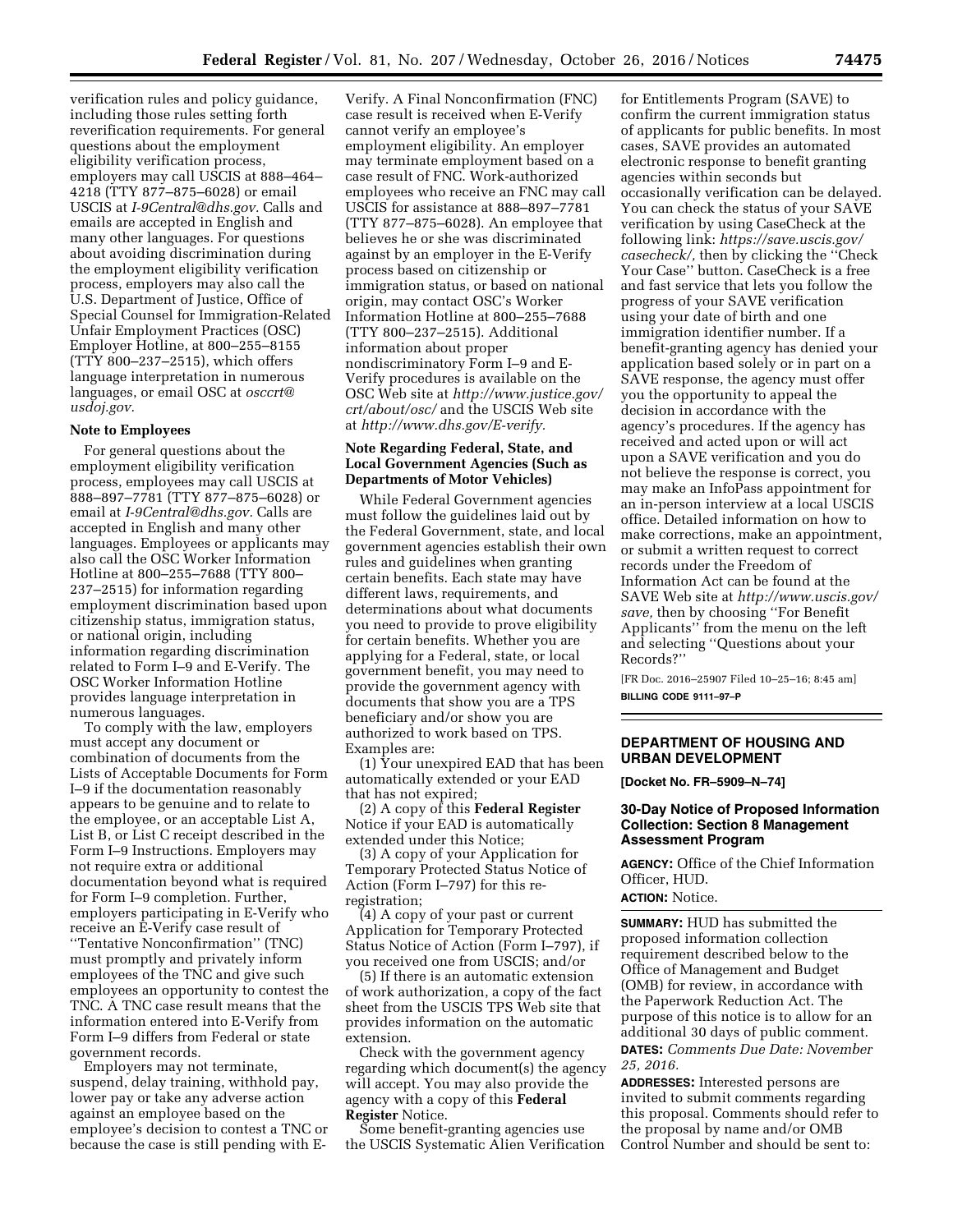verification rules and policy guidance, including those rules setting forth reverification requirements. For general questions about the employment eligibility verification process, employers may call USCIS at 888–464–4218 (TTY 877–875–6028) or email USCIS at *I-9Central@dhs.gov.* Calls and emails are accepted in English and many other languages. For questions about avoiding discrimination during the employment eligibility verification process, employers may also call the U.S. Department of Justice, Office of Special Counsel for Immigration-Related Unfair Employment Practices (OSC) Employer Hotline, at 800–255–8155 (TTY 800–237–2515), which offers language interpretation in numerous languages, or email OSC at *osccrt@usdoj.gov.*

**Note to Employees**

For general questions about the employment eligibility verification process, employees may call USCIS at 888–897–7781 (TTY 877–875–6028) or email at *I-9Central@dhs.gov.* Calls are accepted in English and many other languages. Employees or applicants may also call the OSC Worker Information Hotline at 800–255–7688 (TTY 800–237–2515) for information regarding employment discrimination based upon citizenship status, immigration status, or national origin, including information regarding discrimination related to Form I–9 and E-Verify. The OSC Worker Information Hotline provides language interpretation in numerous languages.

To comply with the law, employers must accept any document or combination of documents from the Lists of Acceptable Documents for Form I–9 if the documentation reasonably appears to be genuine and to relate to the employee, or an acceptable List A, List B, or List C receipt described in the Form I–9 Instructions. Employers may not require extra or additional documentation beyond what is required for Form I–9 completion. Further, employers participating in E-Verify who receive an E-Verify case result of ''Tentative Nonconfirmation'' (TNC) must promptly and privately inform employees of the TNC and give such employees an opportunity to contest the TNC. A TNC case result means that the information entered into E-Verify from Form I–9 differs from Federal or state government records.

Employers may not terminate, suspend, delay training, withhold pay, lower pay or take any adverse action against an employee based on the employee's decision to contest a TNC or because the case is still pending with E-Verify. A Final Nonconfirmation (FNC) case result is received when E-Verify cannot verify an employee's employment eligibility. An employer may terminate employment based on a case result of FNC. Work-authorized employees who receive an FNC may call USCIS for assistance at 888–897–7781 (TTY 877–875–6028). An employee that believes he or she was discriminated against by an employer in the E-Verify process based on citizenship or immigration status, or based on national origin, may contact OSC's Worker Information Hotline at 800–255–7688 (TTY 800–237–2515). Additional information about proper nondiscriminatory Form I–9 and E-Verify procedures is available on the OSC Web site at *http://www.justice.gov/crt/about/osc/* and the USCIS Web site at *http://www.dhs.gov/E-verify.*

**Note Regarding Federal, State, and Local Government Agencies (Such as Departments of Motor Vehicles)**

While Federal Government agencies must follow the guidelines laid out by the Federal Government, state, and local government agencies establish their own rules and guidelines when granting certain benefits. Each state may have different laws, requirements, and determinations about what documents you need to provide to prove eligibility for certain benefits. Whether you are applying for a Federal, state, or local government benefit, you may need to provide the government agency with documents that show you are a TPS beneficiary and/or show you are authorized to work based on TPS. Examples are:

(1) Your unexpired EAD that has been automatically extended or your EAD that has not expired;

(2) A copy of this **Federal Register** Notice if your EAD is automatically extended under this Notice;

(3) A copy of your Application for Temporary Protected Status Notice of Action (Form I–797) for this re-registration;

(4) A copy of your past or current Application for Temporary Protected Status Notice of Action (Form I–797), if you received one from USCIS; and/or

(5) If there is an automatic extension of work authorization, a copy of the fact sheet from the USCIS TPS Web site that provides information on the automatic extension.

Check with the government agency regarding which document(s) the agency will accept. You may also provide the agency with a copy of this **Federal Register** Notice.

Some benefit-granting agencies use the USCIS Systematic Alien Verification for Entitlements Program (SAVE) to confirm the current immigration status of applicants for public benefits. In most cases, SAVE provides an automated electronic response to benefit granting agencies within seconds but occasionally verification can be delayed. You can check the status of your SAVE verification by using CaseCheck at the following link: *https://save.uscis.gov/casecheck/,* then by clicking the ''Check Your Case'' button. CaseCheck is a free and fast service that lets you follow the progress of your SAVE verification using your date of birth and one immigration identifier number. If a benefit-granting agency has denied your application based solely or in part on a SAVE response, the agency must offer you the opportunity to appeal the decision in accordance with the agency's procedures. If the agency has received and acted upon or will act upon a SAVE verification and you do not believe the response is correct, you may make an InfoPass appointment for an in-person interview at a local USCIS office. Detailed information on how to make corrections, make an appointment, or submit a written request to correct records under the Freedom of Information Act can be found at the SAVE Web site at *http://www.uscis.gov/save,* then by choosing ''For Benefit Applicants'' from the menu on the left and selecting ''Questions about your Records?''

[FR Doc. 2016–25907 Filed 10–25–16; 8:45 am]

**BILLING CODE 9111–97–P**

## DEPARTMENT OF HOUSING AND URBAN DEVELOPMENT

**[Docket No. FR–5909–N–74]**

### 30-Day Notice of Proposed Information Collection: Section 8 Management Assessment Program

**AGENCY:** Office of the Chief Information Officer, HUD.

**ACTION:** Notice.

**SUMMARY:** HUD has submitted the proposed information collection requirement described below to the Office of Management and Budget (OMB) for review, in accordance with the Paperwork Reduction Act. The purpose of this notice is to allow for an additional 30 days of public comment.

**DATES:** *Comments Due Date: November 25, 2016.*

**ADDRESSES:** Interested persons are invited to submit comments regarding this proposal. Comments should refer to the proposal by name and/or OMB Control Number and should be sent to: